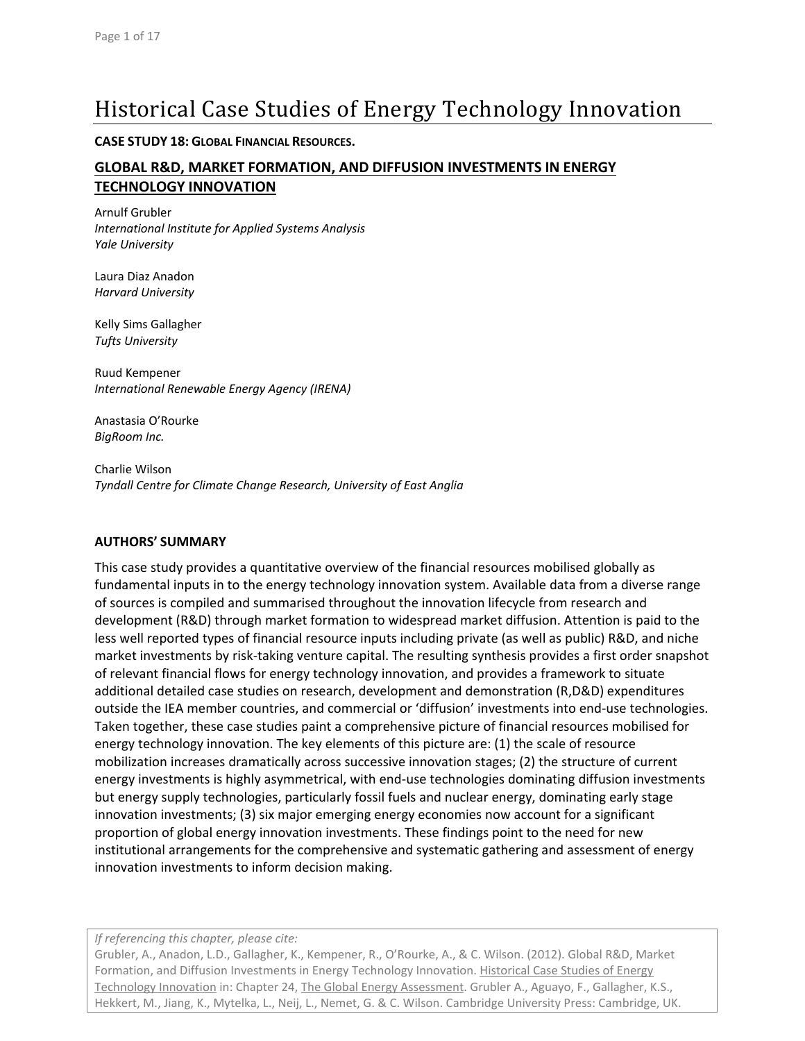# Historical Case Studies of Energy Technology Innovation

**CASE STUDY 18: GLOBAL FINANCIAL RESOURCES.**

## GLOBAL R&D, MARKET FORMATION, AND DIFFUSION INVESTMENTS IN ENERGY TECHNOLOGY INNOVATION

Arnulf Grubler
*International Institute for Applied Systems Analysis*
*Yale University*

Laura Diaz Anadon
*Harvard University*

Kelly Sims Gallagher
*Tufts University*

Ruud Kempener
*International Renewable Energy Agency (IRENA)*

Anastasia O'Rourke
*BigRoom Inc.*

Charlie Wilson
*Tyndall Centre for Climate Change Research, University of East Anglia*

**AUTHORS' SUMMARY**

This case study provides a quantitative overview of the financial resources mobilised globally as fundamental inputs in to the energy technology innovation system. Available data from a diverse range of sources is compiled and summarised throughout the innovation lifecycle from research and development (R&D) through market formation to widespread market diffusion. Attention is paid to the less well reported types of financial resource inputs including private (as well as public) R&D, and niche market investments by risk-taking venture capital. The resulting synthesis provides a first order snapshot of relevant financial flows for energy technology innovation, and provides a framework to situate additional detailed case studies on research, development and demonstration (R,D&D) expenditures outside the IEA member countries, and commercial or 'diffusion' investments into end-use technologies. Taken together, these case studies paint a comprehensive picture of financial resources mobilised for energy technology innovation. The key elements of this picture are: (1) the scale of resource mobilization increases dramatically across successive innovation stages; (2) the structure of current energy investments is highly asymmetrical, with end-use technologies dominating diffusion investments but energy supply technologies, particularly fossil fuels and nuclear energy, dominating early stage innovation investments; (3) six major emerging energy economies now account for a significant proportion of global energy innovation investments. These findings point to the need for new institutional arrangements for the comprehensive and systematic gathering and assessment of energy innovation investments to inform decision making.

*If referencing this chapter, please cite:*
Grubler, A., Anadon, L.D., Gallagher, K., Kempener, R., O'Rourke, A., & C. Wilson. (2012). Global R&D, Market Formation, and Diffusion Investments in Energy Technology Innovation. Historical Case Studies of Energy Technology Innovation in: Chapter 24, The Global Energy Assessment. Grubler A., Aguayo, F., Gallagher, K.S., Hekkert, M., Jiang, K., Mytelka, L., Neij, L., Nemet, G. & C. Wilson. Cambridge University Press: Cambridge, UK.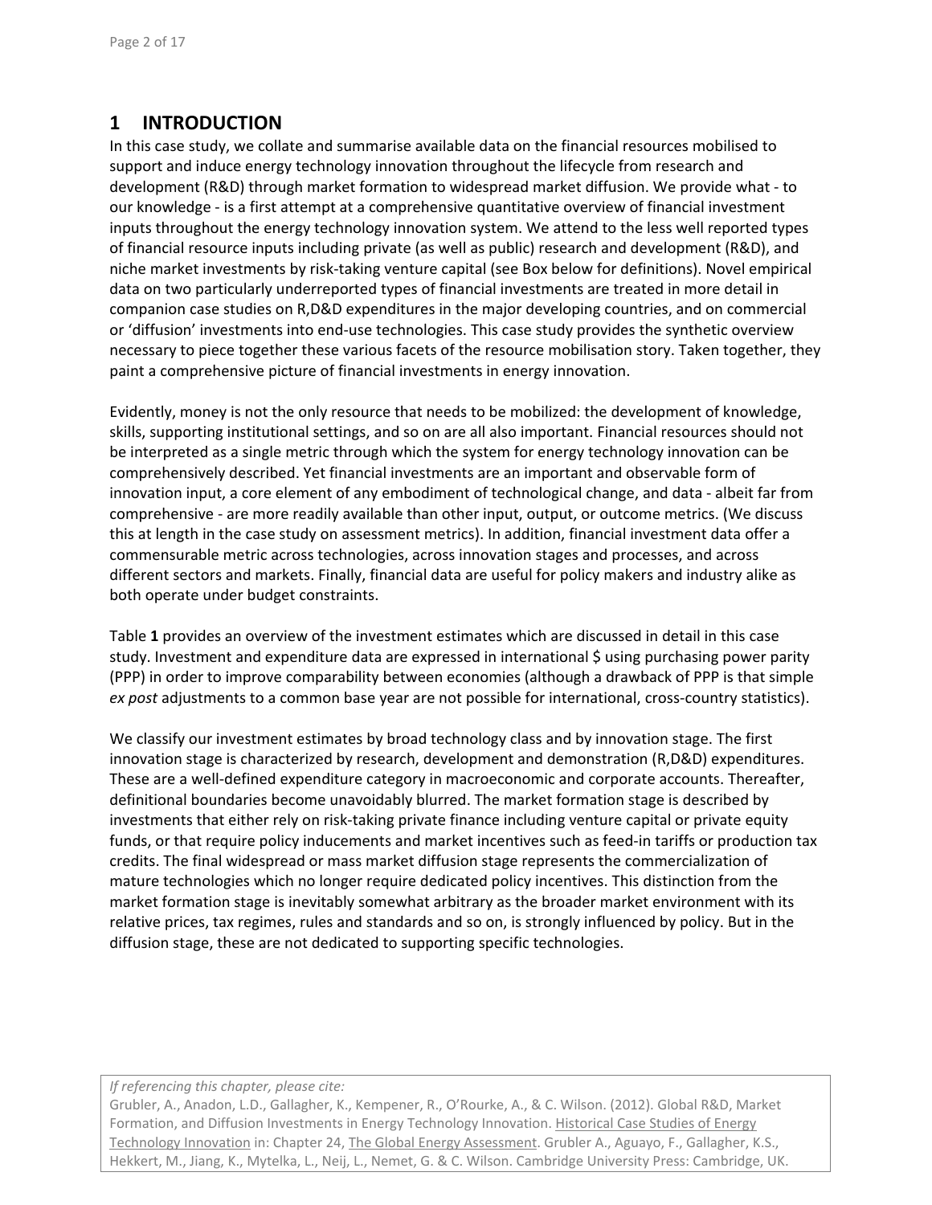# 1 INTRODUCTION

In this case study, we collate and summarise available data on the financial resources mobilised to support and induce energy technology innovation throughout the lifecycle from research and development (R&D) through market formation to widespread market diffusion. We provide what - to our knowledge - is a first attempt at a comprehensive quantitative overview of financial investment inputs throughout the energy technology innovation system. We attend to the less well reported types of financial resource inputs including private (as well as public) research and development (R&D), and niche market investments by risk-taking venture capital (see Box below for definitions). Novel empirical data on two particularly underreported types of financial investments are treated in more detail in companion case studies on R,D&D expenditures in the major developing countries, and on commercial or 'diffusion' investments into end-use technologies. This case study provides the synthetic overview necessary to piece together these various facets of the resource mobilisation story. Taken together, they paint a comprehensive picture of financial investments in energy innovation.

Evidently, money is not the only resource that needs to be mobilized: the development of knowledge, skills, supporting institutional settings, and so on are all also important. Financial resources should not be interpreted as a single metric through which the system for energy technology innovation can be comprehensively described. Yet financial investments are an important and observable form of innovation input, a core element of any embodiment of technological change, and data - albeit far from comprehensive - are more readily available than other input, output, or outcome metrics. (We discuss this at length in the case study on assessment metrics). In addition, financial investment data offer a commensurable metric across technologies, across innovation stages and processes, and across different sectors and markets. Finally, financial data are useful for policy makers and industry alike as both operate under budget constraints.

Table **1** provides an overview of the investment estimates which are discussed in detail in this case study. Investment and expenditure data are expressed in international $ using purchasing power parity (PPP) in order to improve comparability between economies (although a drawback of PPP is that simple *ex post* adjustments to a common base year are not possible for international, cross-country statistics).

We classify our investment estimates by broad technology class and by innovation stage. The first innovation stage is characterized by research, development and demonstration (R,D&D) expenditures. These are a well-defined expenditure category in macroeconomic and corporate accounts. Thereafter, definitional boundaries become unavoidably blurred. The market formation stage is described by investments that either rely on risk-taking private finance including venture capital or private equity funds, or that require policy inducements and market incentives such as feed-in tariffs or production tax credits. The final widespread or mass market diffusion stage represents the commercialization of mature technologies which no longer require dedicated policy incentives. This distinction from the market formation stage is inevitably somewhat arbitrary as the broader market environment with its relative prices, tax regimes, rules and standards and so on, is strongly influenced by policy. But in the diffusion stage, these are not dedicated to supporting specific technologies.

*If referencing this chapter, please cite:*
Grubler, A., Anadon, L.D., Gallagher, K., Kempener, R., O'Rourke, A., & C. Wilson. (2012). Global R&D, Market Formation, and Diffusion Investments in Energy Technology Innovation. Historical Case Studies of Energy Technology Innovation in: Chapter 24, The Global Energy Assessment. Grubler A., Aguayo, F., Gallagher, K.S., Hekkert, M., Jiang, K., Mytelka, L., Neij, L., Nemet, G. & C. Wilson. Cambridge University Press: Cambridge, UK.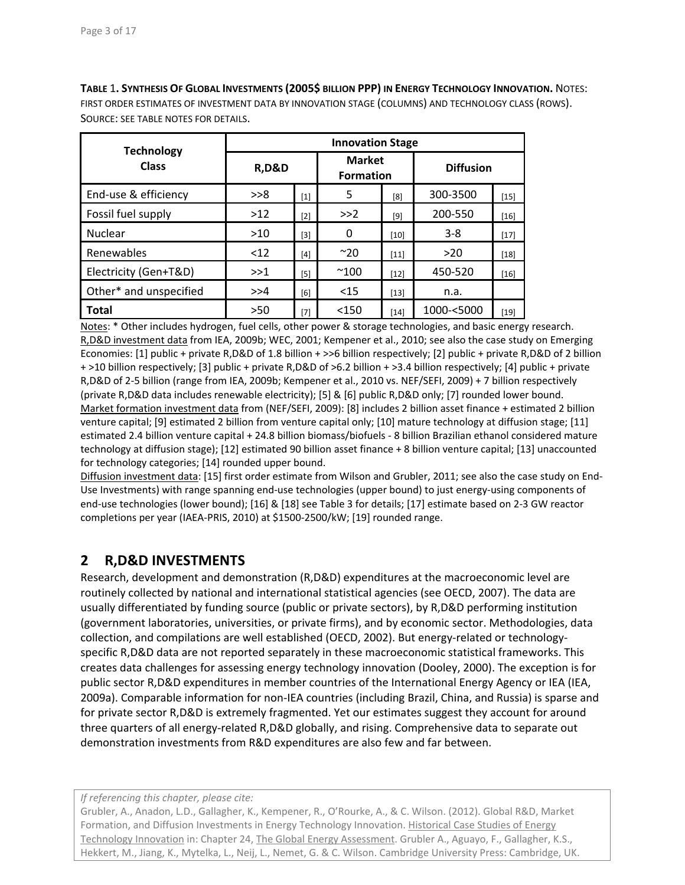**TABLE 1. SYNTHESIS OF GLOBAL INVESTMENTS (2005$ BILLION PPP) IN ENERGY TECHNOLOGY INNOVATION.** NOTES: FIRST ORDER ESTIMATES OF INVESTMENT DATA BY INNOVATION STAGE (COLUMNS) AND TECHNOLOGY CLASS (ROWS). SOURCE: SEE TABLE NOTES FOR DETAILS.

| Technology Class | Innovation Stage | | | | | |
|---|---|---|---|---|---|---|
| | R,D&D | | Market Formation | | Diffusion | |
| End-use & efficiency | >>8 | [1] | 5 | [8] | 300-3500 | [15] |
| Fossil fuel supply | >12 | [2] | >>2 | [9] | 200-550 | [16] |
| Nuclear | >10 | [3] | 0 | [10] | 3-8 | [17] |
| Renewables | <12 | [4] | ~20 | [11] | >20 | [18] |
| Electricity (Gen+T&D) | >>1 | [5] | ~100 | [12] | 450-520 | [16] |
| Other* and unspecified | >>4 | [6] | <15 | [13] | n.a. | |
| **Total** | >50 | [7] | <150 | [14] | 1000-<5000 | [19] |

Notes: * Other includes hydrogen, fuel cells, other power & storage technologies, and basic energy research.
R,D&D investment data from IEA, 2009b; WEC, 2001; Kempener et al., 2010; see also the case study on Emerging Economies: [1] public + private R,D&D of 1.8 billion + >>6 billion respectively; [2] public + private R,D&D of 2 billion + >10 billion respectively; [3] public + private R,D&D of >6.2 billion + >3.4 billion respectively; [4] public + private R,D&D of 2-5 billion (range from IEA, 2009b; Kempener et al., 2010 vs. NEF/SEFI, 2009) + 7 billion respectively (private R,D&D data includes renewable electricity); [5] & [6] public R,D&D only; [7] rounded lower bound.
Market formation investment data from (NEF/SEFI, 2009): [8] includes 2 billion asset finance + estimated 2 billion venture capital; [9] estimated 2 billion from venture capital only; [10] mature technology at diffusion stage; [11] estimated 2.4 billion venture capital + 24.8 billion biomass/biofuels - 8 billion Brazilian ethanol considered mature technology at diffusion stage); [12] estimated 90 billion asset finance + 8 billion venture capital; [13] unaccounted for technology categories; [14] rounded upper bound.
Diffusion investment data: [15] first order estimate from Wilson and Grubler, 2011; see also the case study on End-Use Investments) with range spanning end-use technologies (upper bound) to just energy-using components of end-use technologies (lower bound); [16] & [18] see Table 3 for details; [17] estimate based on 2-3 GW reactor completions per year (IAEA-PRIS, 2010) at $1500-2500/kW; [19] rounded range.

## 2 R,D&D INVESTMENTS

Research, development and demonstration (R,D&D) expenditures at the macroeconomic level are routinely collected by national and international statistical agencies (see OECD, 2007). The data are usually differentiated by funding source (public or private sectors), by R,D&D performing institution (government laboratories, universities, or private firms), and by economic sector. Methodologies, data collection, and compilations are well established (OECD, 2002). But energy-related or technology-specific R,D&D data are not reported separately in these macroeconomic statistical frameworks. This creates data challenges for assessing energy technology innovation (Dooley, 2000). The exception is for public sector R,D&D expenditures in member countries of the International Energy Agency or IEA (IEA, 2009a). Comparable information for non-IEA countries (including Brazil, China, and Russia) is sparse and for private sector R,D&D is extremely fragmented. Yet our estimates suggest they account for around three quarters of all energy-related R,D&D globally, and rising. Comprehensive data to separate out demonstration investments from R&D expenditures are also few and far between.

*If referencing this chapter, please cite:*
Grubler, A., Anadon, L.D., Gallagher, K., Kempener, R., O'Rourke, A., & C. Wilson. (2012). Global R&D, Market Formation, and Diffusion Investments in Energy Technology Innovation. Historical Case Studies of Energy Technology Innovation in: Chapter 24, The Global Energy Assessment. Grubler A., Aguayo, F., Gallagher, K.S., Hekkert, M., Jiang, K., Mytelka, L., Neij, L., Nemet, G. & C. Wilson. Cambridge University Press: Cambridge, UK.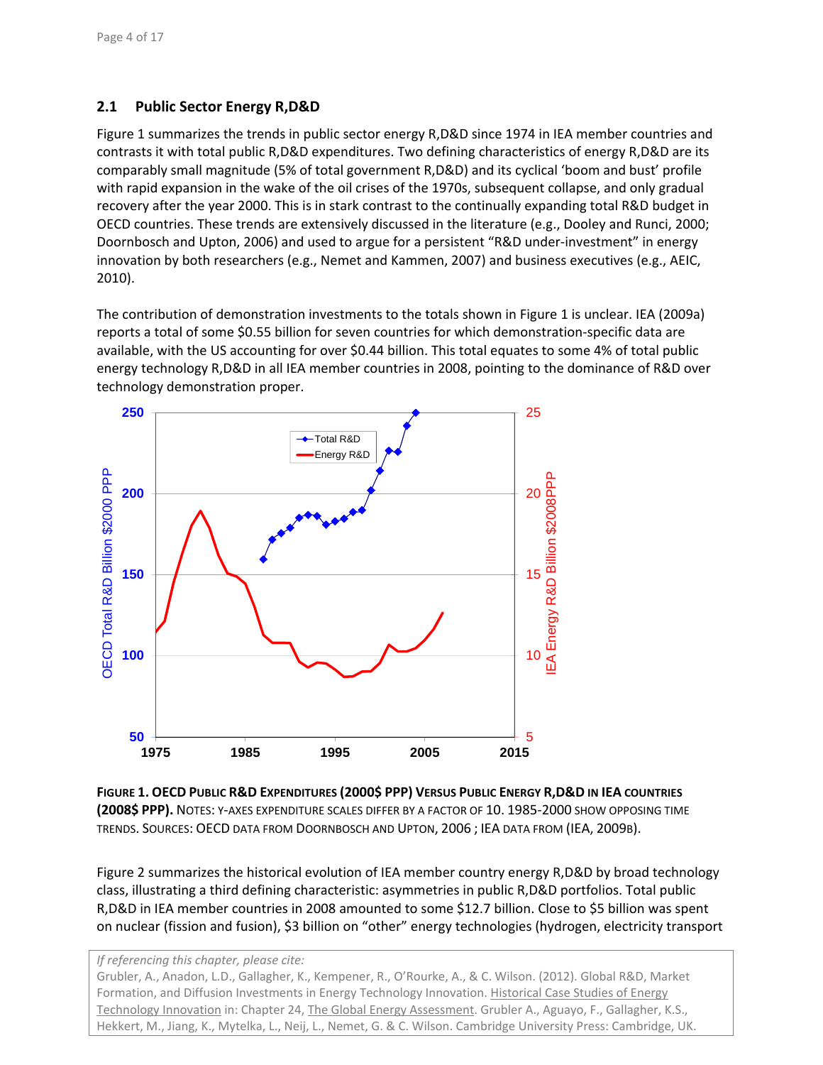## 2.1 Public Sector Energy R,D&D

Figure 1 summarizes the trends in public sector energy R,D&D since 1974 in IEA member countries and contrasts it with total public R,D&D expenditures. Two defining characteristics of energy R,D&D are its comparably small magnitude (5% of total government R,D&D) and its cyclical 'boom and bust' profile with rapid expansion in the wake of the oil crises of the 1970s, subsequent collapse, and only gradual recovery after the year 2000. This is in stark contrast to the continually expanding total R&D budget in OECD countries. These trends are extensively discussed in the literature (e.g., Dooley and Runci, 2000; Doornbosch and Upton, 2006) and used to argue for a persistent "R&D under-investment" in energy innovation by both researchers (e.g., Nemet and Kammen, 2007) and business executives (e.g., AEIC, 2010).

The contribution of demonstration investments to the totals shown in Figure 1 is unclear. IEA (2009a) reports a total of some $0.55 billion for seven countries for which demonstration-specific data are available, with the US accounting for over $0.44 billion. This total equates to some 4% of total public energy technology R,D&D in all IEA member countries in 2008, pointing to the dominance of R&D over technology demonstration proper.

**FIGURE 1. OECD PUBLIC R&D EXPENDITURES (2000$ PPP) VERSUS PUBLIC ENERGY R,D&D IN IEA COUNTRIES (2008$ PPP).** NOTES: Y-AXES EXPENDITURE SCALES DIFFER BY A FACTOR OF 10. 1985-2000 SHOW OPPOSING TIME TRENDS. SOURCES: OECD DATA FROM DOORNBOSCH AND UPTON, 2006 ; IEA DATA FROM (IEA, 2009B).

Figure 2 summarizes the historical evolution of IEA member country energy R,D&D by broad technology class, illustrating a third defining characteristic: asymmetries in public R,D&D portfolios. Total public R,D&D in IEA member countries in 2008 amounted to some $12.7 billion. Close to $5 billion was spent on nuclear (fission and fusion), $3 billion on "other" energy technologies (hydrogen, electricity transport

*If referencing this chapter, please cite:*
Grubler, A., Anadon, L.D., Gallagher, K., Kempener, R., O'Rourke, A., & C. Wilson. (2012). Global R&D, Market Formation, and Diffusion Investments in Energy Technology Innovation. Historical Case Studies of Energy Technology Innovation in: Chapter 24, The Global Energy Assessment. Grubler A., Aguayo, F., Gallagher, K.S., Hekkert, M., Jiang, K., Mytelka, L., Neij, L., Nemet, G. & C. Wilson. Cambridge University Press: Cambridge, UK.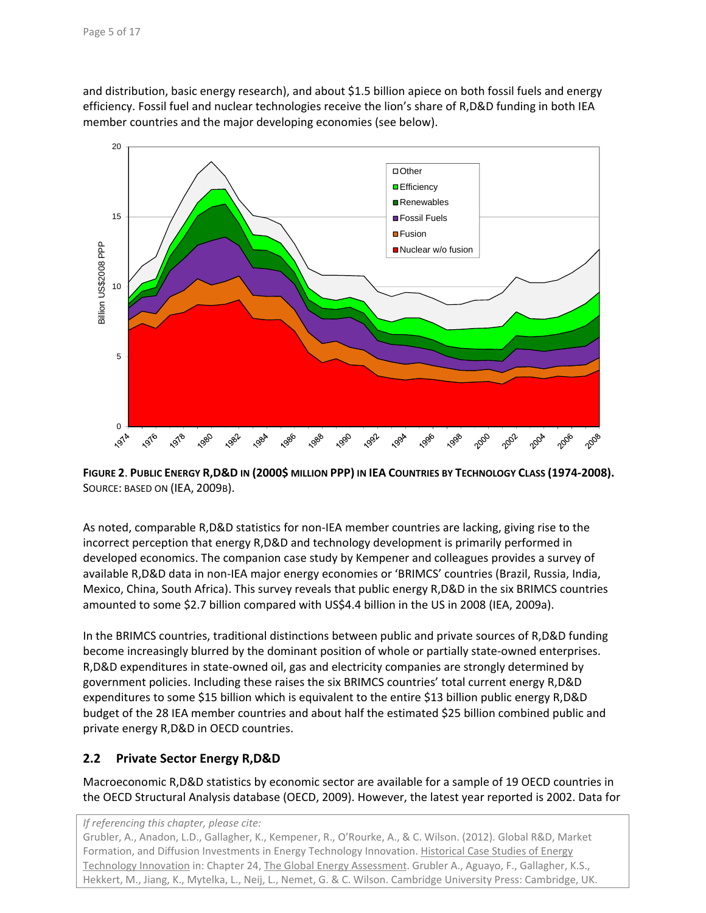and distribution, basic energy research), and about $1.5 billion apiece on both fossil fuels and energy efficiency. Fossil fuel and nuclear technologies receive the lion's share of R,D&D funding in both IEA member countries and the major developing economies (see below).

**FIGURE 2. PUBLIC ENERGY R,D&D IN (2000$ MILLION PPP) IN IEA COUNTRIES BY TECHNOLOGY CLASS (1974-2008).** SOURCE: BASED ON (IEA, 2009B).

As noted, comparable R,D&D statistics for non-IEA member countries are lacking, giving rise to the incorrect perception that energy R,D&D and technology development is primarily performed in developed economics. The companion case study by Kempener and colleagues provides a survey of available R,D&D data in non-IEA major energy economies or 'BRIMCS' countries (Brazil, Russia, India, Mexico, China, South Africa). This survey reveals that public energy R,D&D in the six BRIMCS countries amounted to some $2.7 billion compared with US$4.4 billion in the US in 2008 (IEA, 2009a).

In the BRIMCS countries, traditional distinctions between public and private sources of R,D&D funding become increasingly blurred by the dominant position of whole or partially state-owned enterprises. R,D&D expenditures in state-owned oil, gas and electricity companies are strongly determined by government policies. Including these raises the six BRIMCS countries' total current energy R,D&D expenditures to some $15 billion which is equivalent to the entire $13 billion public energy R,D&D budget of the 28 IEA member countries and about half the estimated $25 billion combined public and private energy R,D&D in OECD countries.

## 2.2 Private Sector Energy R,D&D

Macroeconomic R,D&D statistics by economic sector are available for a sample of 19 OECD countries in the OECD Structural Analysis database (OECD, 2009). However, the latest year reported is 2002. Data for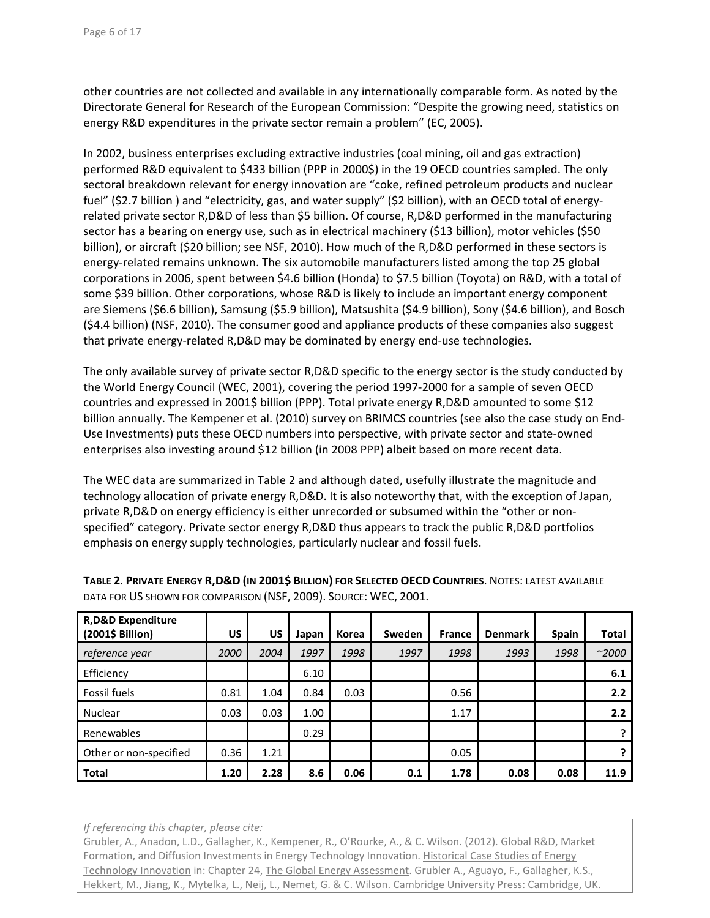other countries are not collected and available in any internationally comparable form. As noted by the Directorate General for Research of the European Commission: "Despite the growing need, statistics on energy R&D expenditures in the private sector remain a problem" (EC, 2005).

In 2002, business enterprises excluding extractive industries (coal mining, oil and gas extraction) performed R&D equivalent to $433 billion (PPP in 2000$) in the 19 OECD countries sampled. The only sectoral breakdown relevant for energy innovation are "coke, refined petroleum products and nuclear fuel" ($2.7 billion ) and "electricity, gas, and water supply" ($2 billion), with an OECD total of energy-related private sector R,D&D of less than $5 billion. Of course, R,D&D performed in the manufacturing sector has a bearing on energy use, such as in electrical machinery ($13 billion), motor vehicles ($50 billion), or aircraft ($20 billion; see NSF, 2010). How much of the R,D&D performed in these sectors is energy-related remains unknown. The six automobile manufacturers listed among the top 25 global corporations in 2006, spent between $4.6 billion (Honda) to $7.5 billion (Toyota) on R&D, with a total of some $39 billion. Other corporations, whose R&D is likely to include an important energy component are Siemens ($6.6 billion), Samsung ($5.9 billion), Matsushita ($4.9 billion), Sony ($4.6 billion), and Bosch ($4.4 billion) (NSF, 2010). The consumer good and appliance products of these companies also suggest that private energy-related R,D&D may be dominated by energy end-use technologies.

The only available survey of private sector R,D&D specific to the energy sector is the study conducted by the World Energy Council (WEC, 2001), covering the period 1997-2000 for a sample of seven OECD countries and expressed in 2001$ billion (PPP). Total private energy R,D&D amounted to some $12 billion annually. The Kempener et al. (2010) survey on BRIMCS countries (see also the case study on End-Use Investments) puts these OECD numbers into perspective, with private sector and state-owned enterprises also investing around $12 billion (in 2008 PPP) albeit based on more recent data.

The WEC data are summarized in Table 2 and although dated, usefully illustrate the magnitude and technology allocation of private energy R,D&D. It is also noteworthy that, with the exception of Japan, private R,D&D on energy efficiency is either unrecorded or subsumed within the "other or non-specified" category. Private sector energy R,D&D thus appears to track the public R,D&D portfolios emphasis on energy supply technologies, particularly nuclear and fossil fuels.

**TABLE 2. PRIVATE ENERGY R,D&D (IN 2001$ BILLION) FOR SELECTED OECD COUNTRIES.** NOTES: LATEST AVAILABLE DATA FOR US SHOWN FOR COMPARISON (NSF, 2009). SOURCE: WEC, 2001.

| R,D&D Expenditure (2001$ Billion) | US | US | Japan | Korea | Sweden | France | Denmark | Spain | Total |
|---|---|---|---|---|---|---|---|---|---|
| *reference year* | *2000* | *2004* | *1997* | *1998* | *1997* | *1998* | *1993* | *1998* | *~2000* |
| Efficiency | | | 6.10 | | | | | | **6.1** |
| Fossil fuels | 0.81 | 1.04 | 0.84 | 0.03 | | 0.56 | | | **2.2** |
| Nuclear | 0.03 | 0.03 | 1.00 | | | 1.17 | | | **2.2** |
| Renewables | | | 0.29 | | | | | | **?** |
| Other or non-specified | 0.36 | 1.21 | | | | 0.05 | | | **?** |
| **Total** | **1.20** | **2.28** | **8.6** | **0.06** | **0.1** | **1.78** | **0.08** | **0.08** | **11.9** |

*If referencing this chapter, please cite:*
Grubler, A., Anadon, L.D., Gallagher, K., Kempener, R., O'Rourke, A., & C. Wilson. (2012). Global R&D, Market Formation, and Diffusion Investments in Energy Technology Innovation. Historical Case Studies of Energy Technology Innovation in: Chapter 24, The Global Energy Assessment. Grubler A., Aguayo, F., Gallagher, K.S., Hekkert, M., Jiang, K., Mytelka, L., Neij, L., Nemet, G. & C. Wilson. Cambridge University Press: Cambridge, UK.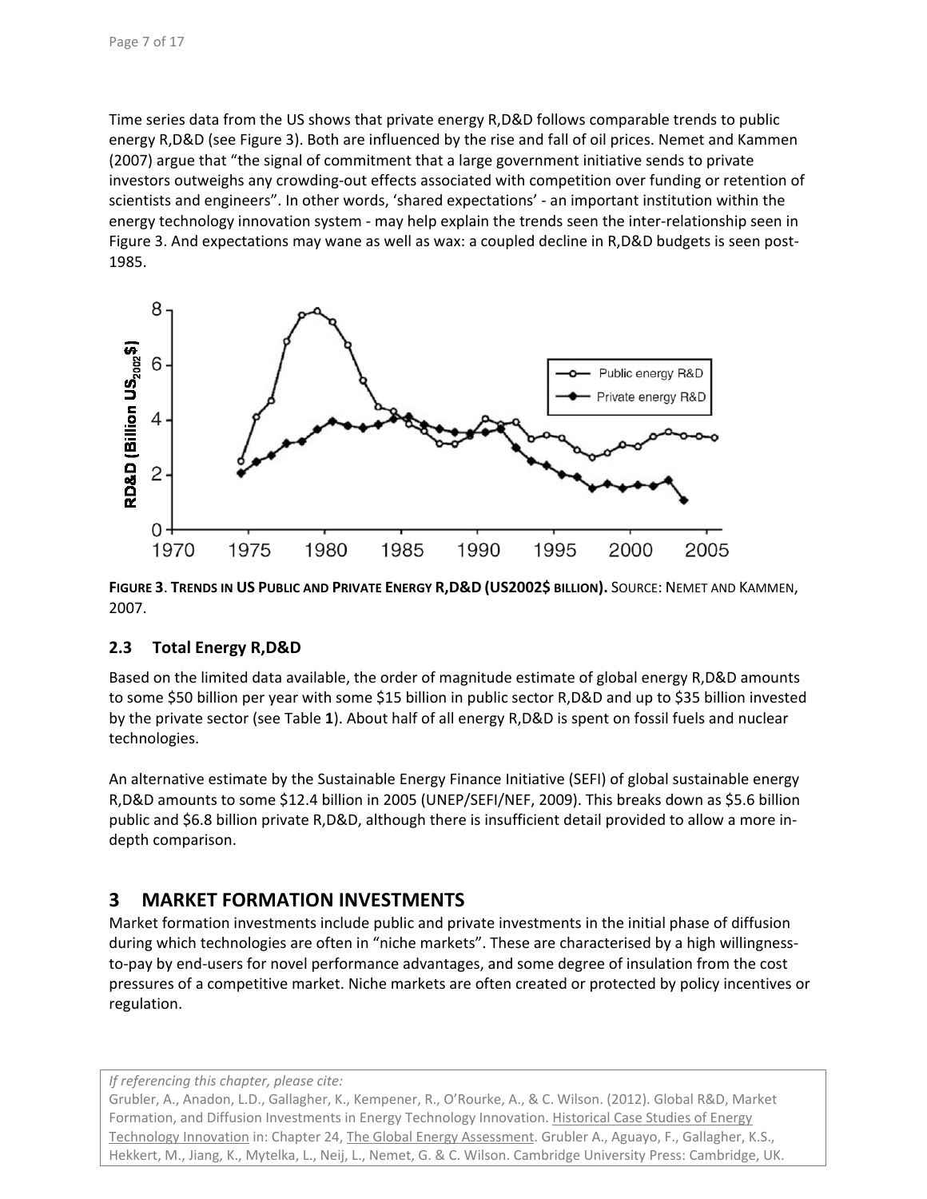Time series data from the US shows that private energy R,D&D follows comparable trends to public energy R,D&D (see Figure 3). Both are influenced by the rise and fall of oil prices. Nemet and Kammen (2007) argue that "the signal of commitment that a large government initiative sends to private investors outweighs any crowding-out effects associated with competition over funding or retention of scientists and engineers". In other words, 'shared expectations' - an important institution within the energy technology innovation system - may help explain the trends seen the inter-relationship seen in Figure 3. And expectations may wane as well as wax: a coupled decline in R,D&D budgets is seen post-1985.

**FIGURE 3. TRENDS IN US PUBLIC AND PRIVATE ENERGY R,D&D (US2002$ BILLION).** SOURCE: NEMET AND KAMMEN, 2007.

### 2.3 Total Energy R,D&D

Based on the limited data available, the order of magnitude estimate of global energy R,D&D amounts to some $50 billion per year with some $15 billion in public sector R,D&D and up to $35 billion invested by the private sector (see Table **1**). About half of all energy R,D&D is spent on fossil fuels and nuclear technologies.

An alternative estimate by the Sustainable Energy Finance Initiative (SEFI) of global sustainable energy R,D&D amounts to some $12.4 billion in 2005 (UNEP/SEFI/NEF, 2009). This breaks down as $5.6 billion public and $6.8 billion private R,D&D, although there is insufficient detail provided to allow a more in-depth comparison.

## 3 MARKET FORMATION INVESTMENTS

Market formation investments include public and private investments in the initial phase of diffusion during which technologies are often in "niche markets". These are characterised by a high willingness-to-pay by end-users for novel performance advantages, and some degree of insulation from the cost pressures of a competitive market. Niche markets are often created or protected by policy incentives or regulation.

*If referencing this chapter, please cite:*
Grubler, A., Anadon, L.D., Gallagher, K., Kempener, R., O'Rourke, A., & C. Wilson. (2012). Global R&D, Market Formation, and Diffusion Investments in Energy Technology Innovation. Historical Case Studies of Energy Technology Innovation in: Chapter 24, The Global Energy Assessment. Grubler A., Aguayo, F., Gallagher, K.S., Hekkert, M., Jiang, K., Mytelka, L., Neij, L., Nemet, G. & C. Wilson. Cambridge University Press: Cambridge, UK.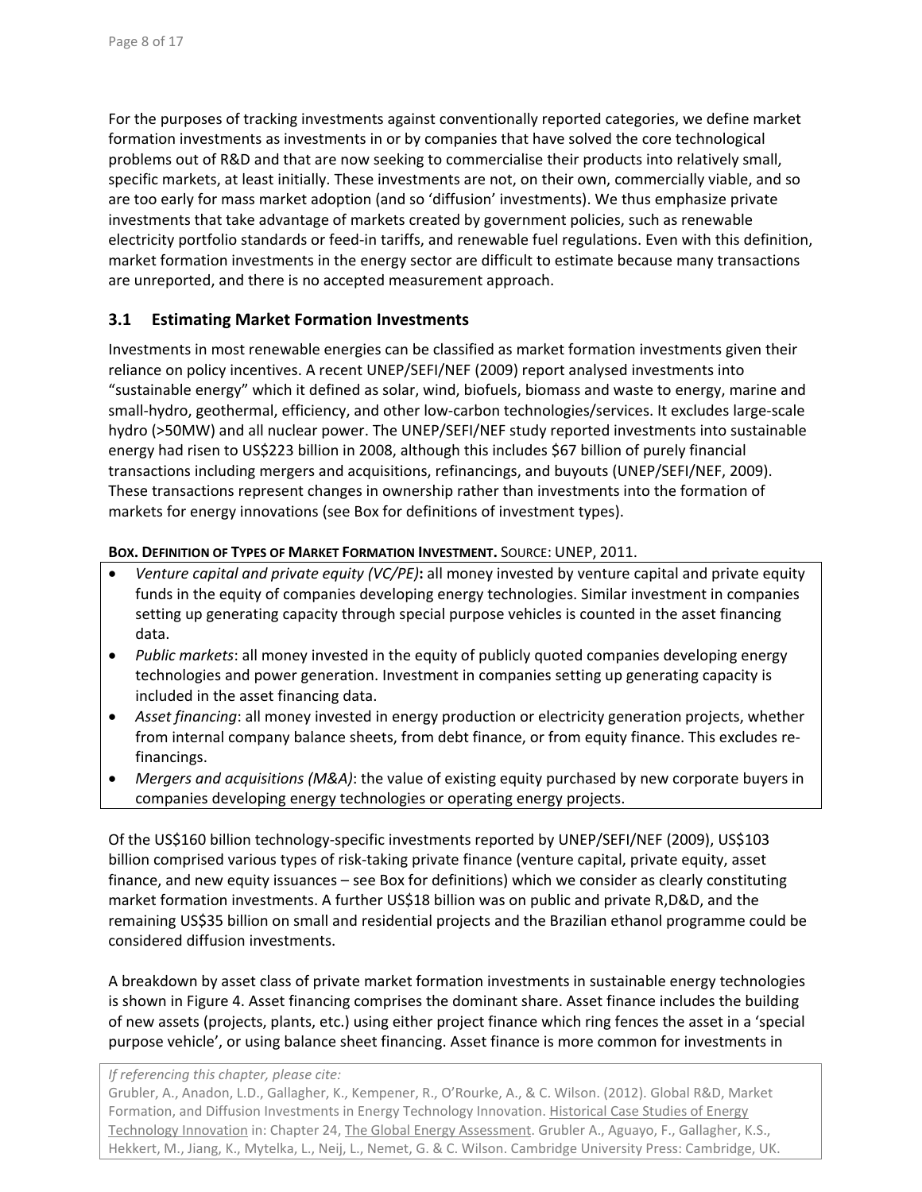For the purposes of tracking investments against conventionally reported categories, we define market formation investments as investments in or by companies that have solved the core technological problems out of R&D and that are now seeking to commercialise their products into relatively small, specific markets, at least initially. These investments are not, on their own, commercially viable, and so are too early for mass market adoption (and so 'diffusion' investments). We thus emphasize private investments that take advantage of markets created by government policies, such as renewable electricity portfolio standards or feed-in tariffs, and renewable fuel regulations. Even with this definition, market formation investments in the energy sector are difficult to estimate because many transactions are unreported, and there is no accepted measurement approach.

### 3.1 Estimating Market Formation Investments

Investments in most renewable energies can be classified as market formation investments given their reliance on policy incentives. A recent UNEP/SEFI/NEF (2009) report analysed investments into "sustainable energy" which it defined as solar, wind, biofuels, biomass and waste to energy, marine and small-hydro, geothermal, efficiency, and other low-carbon technologies/services. It excludes large-scale hydro (>50MW) and all nuclear power. The UNEP/SEFI/NEF study reported investments into sustainable energy had risen to US$223 billion in 2008, although this includes $67 billion of purely financial transactions including mergers and acquisitions, refinancings, and buyouts (UNEP/SEFI/NEF, 2009). These transactions represent changes in ownership rather than investments into the formation of markets for energy innovations (see Box for definitions of investment types).

**BOX. DEFINITION OF TYPES OF MARKET FORMATION INVESTMENT.** SOURCE: UNEP, 2011.

- *Venture capital and private equity (VC/PE)***:** all money invested by venture capital and private equity funds in the equity of companies developing energy technologies. Similar investment in companies setting up generating capacity through special purpose vehicles is counted in the asset financing data.
- *Public markets*: all money invested in the equity of publicly quoted companies developing energy technologies and power generation. Investment in companies setting up generating capacity is included in the asset financing data.
- *Asset financing*: all money invested in energy production or electricity generation projects, whether from internal company balance sheets, from debt finance, or from equity finance. This excludes re-financings.
- *Mergers and acquisitions (M&A)*: the value of existing equity purchased by new corporate buyers in companies developing energy technologies or operating energy projects.

Of the US$160 billion technology-specific investments reported by UNEP/SEFI/NEF (2009), US$103 billion comprised various types of risk-taking private finance (venture capital, private equity, asset finance, and new equity issuances – see Box for definitions) which we consider as clearly constituting market formation investments. A further US$18 billion was on public and private R,D&D, and the remaining US$35 billion on small and residential projects and the Brazilian ethanol programme could be considered diffusion investments.

A breakdown by asset class of private market formation investments in sustainable energy technologies is shown in Figure 4. Asset financing comprises the dominant share. Asset finance includes the building of new assets (projects, plants, etc.) using either project finance which ring fences the asset in a 'special purpose vehicle', or using balance sheet financing. Asset finance is more common for investments in

*If referencing this chapter, please cite:*
Grubler, A., Anadon, L.D., Gallagher, K., Kempener, R., O'Rourke, A., & C. Wilson. (2012). Global R&D, Market Formation, and Diffusion Investments in Energy Technology Innovation. Historical Case Studies of Energy Technology Innovation in: Chapter 24, The Global Energy Assessment. Grubler A., Aguayo, F., Gallagher, K.S., Hekkert, M., Jiang, K., Mytelka, L., Neij, L., Nemet, G. & C. Wilson. Cambridge University Press: Cambridge, UK.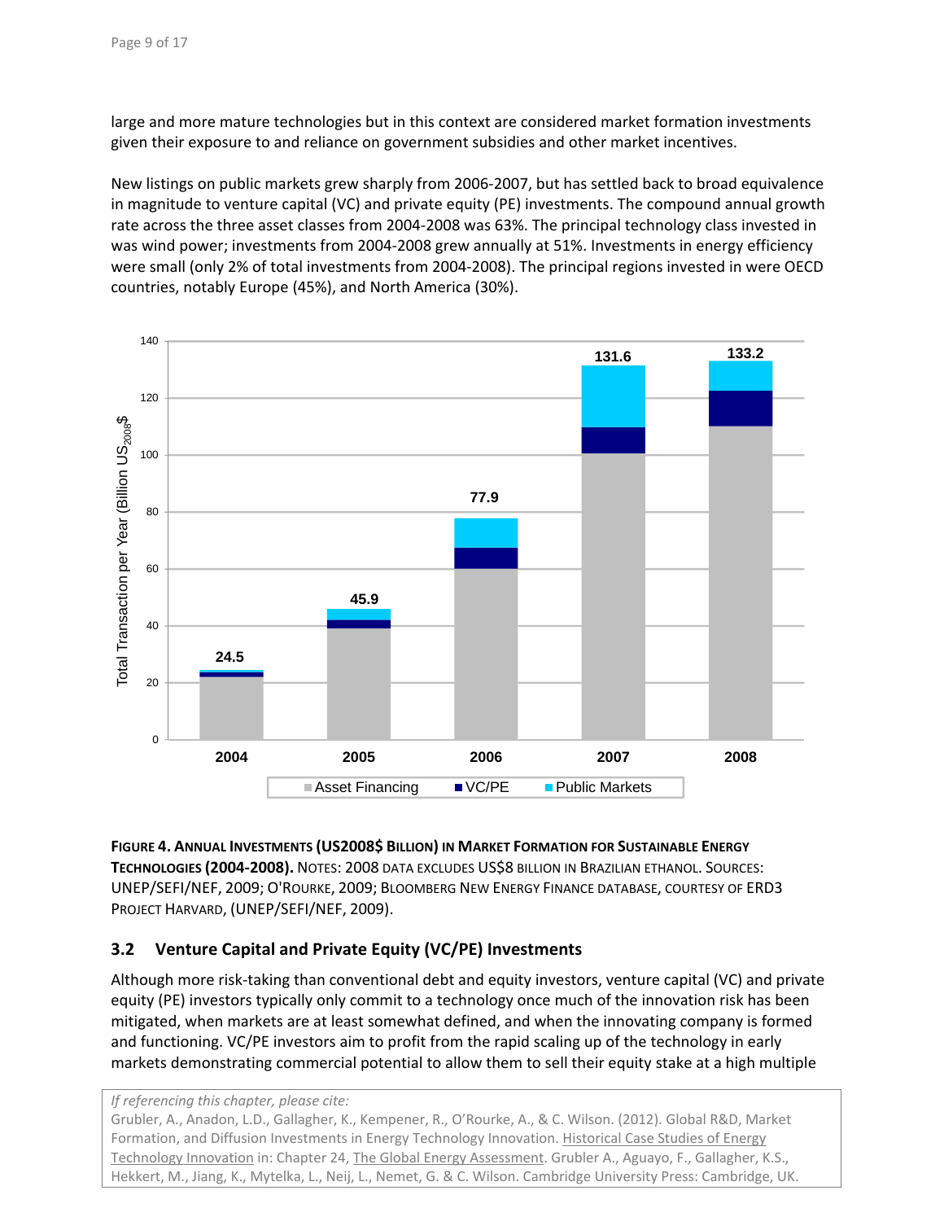large and more mature technologies but in this context are considered market formation investments given their exposure to and reliance on government subsidies and other market incentives.

New listings on public markets grew sharply from 2006-2007, but has settled back to broad equivalence in magnitude to venture capital (VC) and private equity (PE) investments. The compound annual growth rate across the three asset classes from 2004-2008 was 63%. The principal technology class invested in was wind power; investments from 2004-2008 grew annually at 51%. Investments in energy efficiency were small (only 2% of total investments from 2004-2008). The principal regions invested in were OECD countries, notably Europe (45%), and North America (30%).

**FIGURE 4. ANNUAL INVESTMENTS (US2008$ BILLION) IN MARKET FORMATION FOR SUSTAINABLE ENERGY TECHNOLOGIES (2004-2008).** NOTES: 2008 DATA EXCLUDES US$8 BILLION IN BRAZILIAN ETHANOL. SOURCES: UNEP/SEFI/NEF, 2009; O'ROURKE, 2009; BLOOMBERG NEW ENERGY FINANCE DATABASE, COURTESY OF ERD3 PROJECT HARVARD, (UNEP/SEFI/NEF, 2009).

## 3.2 Venture Capital and Private Equity (VC/PE) Investments

Although more risk-taking than conventional debt and equity investors, venture capital (VC) and private equity (PE) investors typically only commit to a technology once much of the innovation risk has been mitigated, when markets are at least somewhat defined, and when the innovating company is formed and functioning. VC/PE investors aim to profit from the rapid scaling up of the technology in early markets demonstrating commercial potential to allow them to sell their equity stake at a high multiple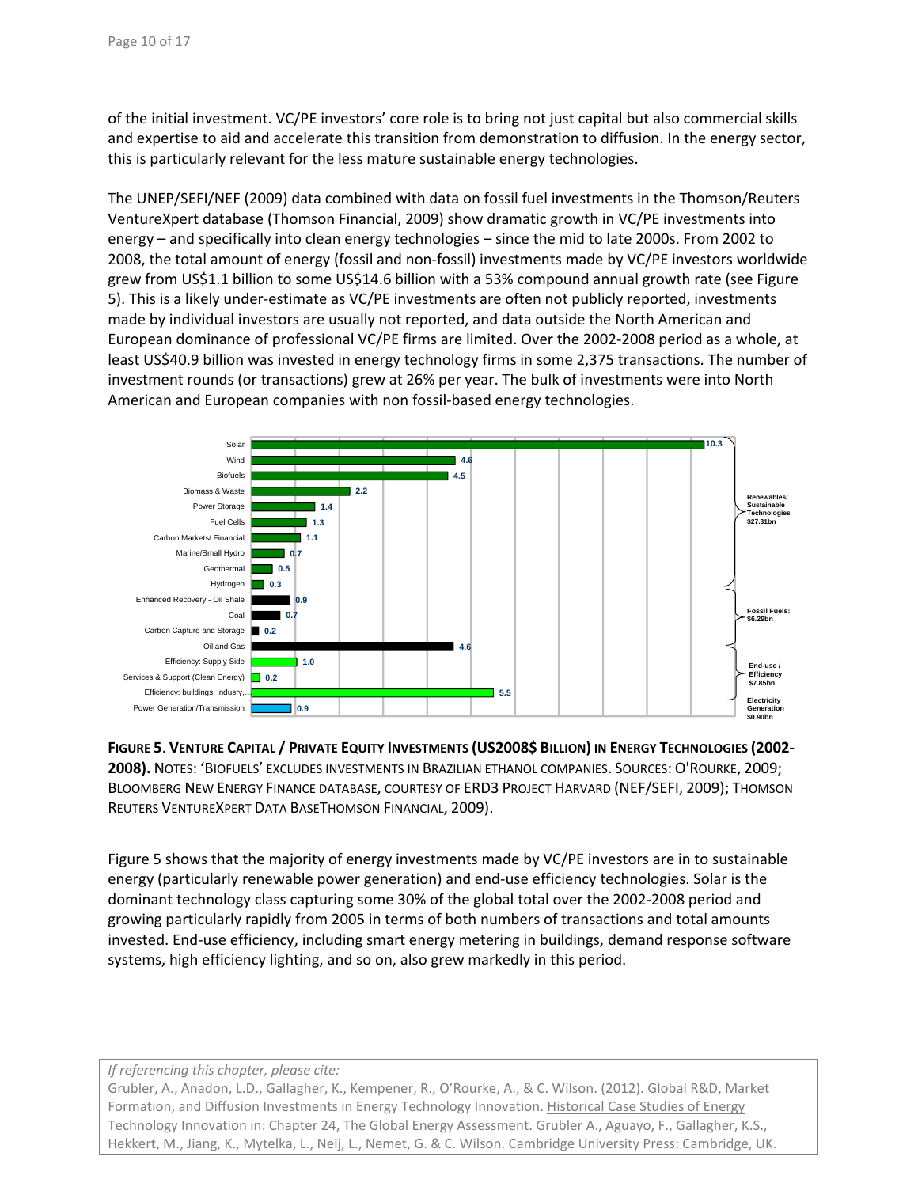of the initial investment. VC/PE investors' core role is to bring not just capital but also commercial skills and expertise to aid and accelerate this transition from demonstration to diffusion. In the energy sector, this is particularly relevant for the less mature sustainable energy technologies.

The UNEP/SEFI/NEF (2009) data combined with data on fossil fuel investments in the Thomson/Reuters VentureXpert database (Thomson Financial, 2009) show dramatic growth in VC/PE investments into energy – and specifically into clean energy technologies – since the mid to late 2000s. From 2002 to 2008, the total amount of energy (fossil and non-fossil) investments made by VC/PE investors worldwide grew from US$1.1 billion to some US$14.6 billion with a 53% compound annual growth rate (see Figure 5). This is a likely under-estimate as VC/PE investments are often not publicly reported, investments made by individual investors are usually not reported, and data outside the North American and European dominance of professional VC/PE firms are limited. Over the 2002-2008 period as a whole, at least US$40.9 billion was invested in energy technology firms in some 2,375 transactions. The number of investment rounds (or transactions) grew at 26% per year. The bulk of investments were into North American and European companies with non fossil-based energy technologies.

| Technology | Investment (US2008$ billion) | Group |
|---|---|---|
| Solar | 10.3 | Renewables/ Sustainable Technologies $27.31bn |
| Wind | 4.6 | |
| Biofuels | 4.5 | |
| Biomass & Waste | 2.2 | |
| Power Storage | 1.4 | |
| Fuel Cells | 1.3 | |
| Carbon Markets/ Financial | 1.1 | |
| Marine/Small Hydro | 0.7 | |
| Geothermal | 0.5 | |
| Hydrogen | 0.3 | |
| Enhanced Recovery - Oil Shale | 0.9 | Fossil Fuels: $6.29bn |
| Coal | 0.7 | |
| Carbon Capture and Storage | 0.2 | |
| Oil and Gas | 4.6 | |
| Efficiency: Supply Side | 1.0 | End-use / Efficiency $7.85bn |
| Services & Support (Clean Energy) | 0.2 | |
| Efficiency: buildings, industry,... | 5.5 | |
| Power Generation/Transmission | 0.9 | Electricity Generation $0.90bn |

**Figure 5. Venture Capital / Private Equity Investments (US2008$ Billion) in Energy Technologies (2002-2008).** Notes: 'Biofuels' excludes investments in Brazilian ethanol companies. Sources: O'Rourke, 2009; Bloomberg New Energy Finance database, courtesy of ERD3 Project Harvard (NEF/SEFI, 2009); Thomson Reuters VentureXpert Data BaseThomson Financial, 2009).

Figure 5 shows that the majority of energy investments made by VC/PE investors are in to sustainable energy (particularly renewable power generation) and end-use efficiency technologies. Solar is the dominant technology class capturing some 30% of the global total over the 2002-2008 period and growing particularly rapidly from 2005 in terms of both numbers of transactions and total amounts invested. End-use efficiency, including smart energy metering in buildings, demand response software systems, high efficiency lighting, and so on, also grew markedly in this period.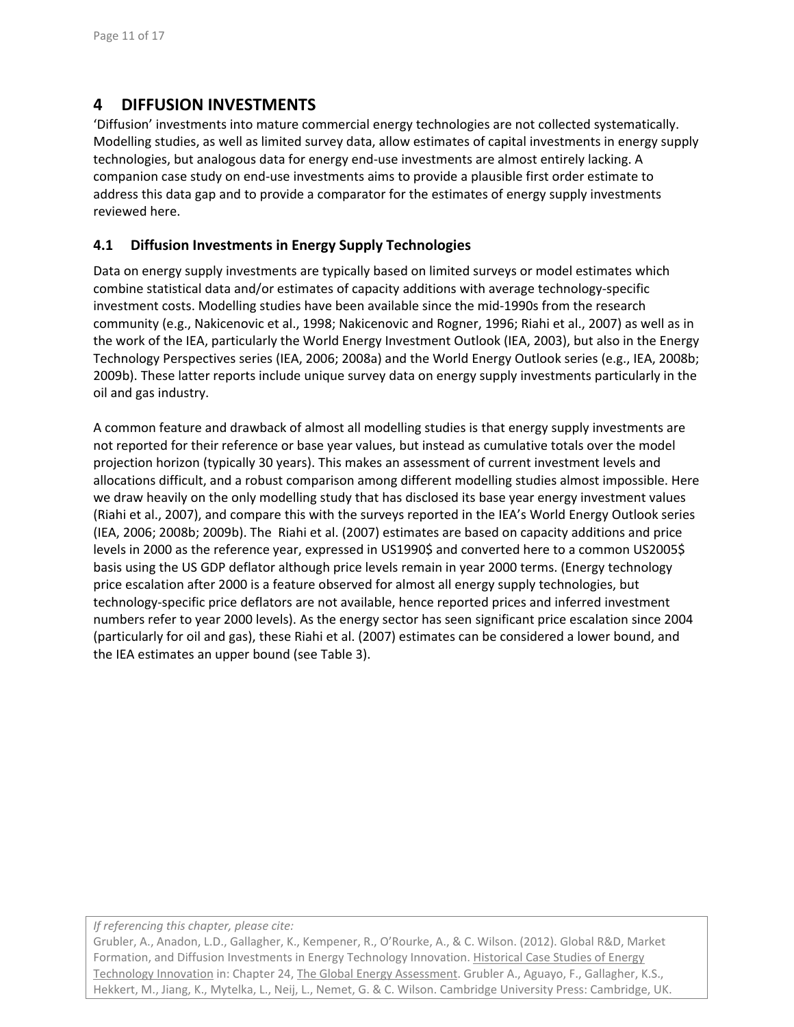## 4 DIFFUSION INVESTMENTS

'Diffusion' investments into mature commercial energy technologies are not collected systematically. Modelling studies, as well as limited survey data, allow estimates of capital investments in energy supply technologies, but analogous data for energy end-use investments are almost entirely lacking. A companion case study on end-use investments aims to provide a plausible first order estimate to address this data gap and to provide a comparator for the estimates of energy supply investments reviewed here.

### 4.1 Diffusion Investments in Energy Supply Technologies

Data on energy supply investments are typically based on limited surveys or model estimates which combine statistical data and/or estimates of capacity additions with average technology-specific investment costs. Modelling studies have been available since the mid-1990s from the research community (e.g., Nakicenovic et al., 1998; Nakicenovic and Rogner, 1996; Riahi et al., 2007) as well as in the work of the IEA, particularly the World Energy Investment Outlook (IEA, 2003), but also in the Energy Technology Perspectives series (IEA, 2006; 2008a) and the World Energy Outlook series (e.g., IEA, 2008b; 2009b). These latter reports include unique survey data on energy supply investments particularly in the oil and gas industry.

A common feature and drawback of almost all modelling studies is that energy supply investments are not reported for their reference or base year values, but instead as cumulative totals over the model projection horizon (typically 30 years). This makes an assessment of current investment levels and allocations difficult, and a robust comparison among different modelling studies almost impossible. Here we draw heavily on the only modelling study that has disclosed its base year energy investment values (Riahi et al., 2007), and compare this with the surveys reported in the IEA's World Energy Outlook series (IEA, 2006; 2008b; 2009b). The Riahi et al. (2007) estimates are based on capacity additions and price levels in 2000 as the reference year, expressed in US1990$ and converted here to a common US2005$ basis using the US GDP deflator although price levels remain in year 2000 terms. (Energy technology price escalation after 2000 is a feature observed for almost all energy supply technologies, but technology-specific price deflators are not available, hence reported prices and inferred investment numbers refer to year 2000 levels). As the energy sector has seen significant price escalation since 2004 (particularly for oil and gas), these Riahi et al. (2007) estimates can be considered a lower bound, and the IEA estimates an upper bound (see Table 3).

*If referencing this chapter, please cite:*
Grubler, A., Anadon, L.D., Gallagher, K., Kempener, R., O'Rourke, A., & C. Wilson. (2012). Global R&D, Market Formation, and Diffusion Investments in Energy Technology Innovation. Historical Case Studies of Energy Technology Innovation in: Chapter 24, The Global Energy Assessment. Grubler A., Aguayo, F., Gallagher, K.S., Hekkert, M., Jiang, K., Mytelka, L., Neij, L., Nemet, G. & C. Wilson. Cambridge University Press: Cambridge, UK.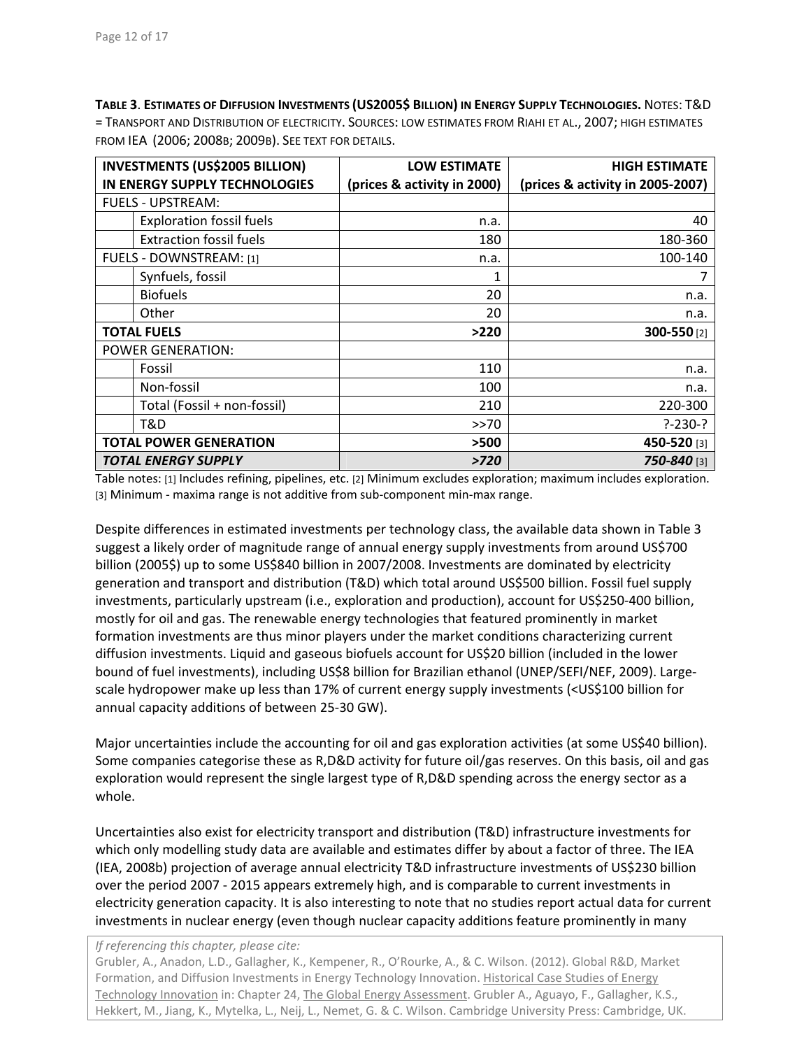**TABLE 3. ESTIMATES OF DIFFUSION INVESTMENTS (US2005$ BILLION) IN ENERGY SUPPLY TECHNOLOGIES.** NOTES: T&D = TRANSPORT AND DISTRIBUTION OF ELECTRICITY. SOURCES: LOW ESTIMATES FROM RIAHI ET AL., 2007; HIGH ESTIMATES FROM IEA (2006; 2008B; 2009B). SEE TEXT FOR DETAILS.

| INVESTMENTS (US$2005 BILLION) IN ENERGY SUPPLY TECHNOLOGIES | | LOW ESTIMATE (prices & activity in 2000) | HIGH ESTIMATE (prices & activity in 2005-2007) |
|---|---|---|---|
| FUELS - UPSTREAM: | | | |
| | Exploration fossil fuels | n.a. | 40 |
| | Extraction fossil fuels | 180 | 180-360 |
| FUELS - DOWNSTREAM: [1] | | n.a. | 100-140 |
| | Synfuels, fossil | 1 | 7 |
| | Biofuels | 20 | n.a. |
| | Other | 20 | n.a. |
| **TOTAL FUELS** | | **>220** | **300-550** [2] |
| POWER GENERATION: | | | |
| | Fossil | 110 | n.a. |
| | Non-fossil | 100 | n.a. |
| | Total (Fossil + non-fossil) | 210 | 220-300 |
| | T&D | >>70 | ?-230-? |
| **TOTAL POWER GENERATION** | | **>500** | **450-520** [3] |
| ***TOTAL ENERGY SUPPLY*** | | ***>720*** | ***750-840*** [3] |

Table notes: [1] Includes refining, pipelines, etc. [2] Minimum excludes exploration; maximum includes exploration. [3] Minimum - maxima range is not additive from sub-component min-max range.

Despite differences in estimated investments per technology class, the available data shown in Table 3 suggest a likely order of magnitude range of annual energy supply investments from around US$700 billion (2005$) up to some US$840 billion in 2007/2008. Investments are dominated by electricity generation and transport and distribution (T&D) which total around US$500 billion. Fossil fuel supply investments, particularly upstream (i.e., exploration and production), account for US$250-400 billion, mostly for oil and gas. The renewable energy technologies that featured prominently in market formation investments are thus minor players under the market conditions characterizing current diffusion investments. Liquid and gaseous biofuels account for US$20 billion (included in the lower bound of fuel investments), including US$8 billion for Brazilian ethanol (UNEP/SEFI/NEF, 2009). Large-scale hydropower make up less than 17% of current energy supply investments (<US$100 billion for annual capacity additions of between 25-30 GW).

Major uncertainties include the accounting for oil and gas exploration activities (at some US$40 billion). Some companies categorise these as R,D&D activity for future oil/gas reserves. On this basis, oil and gas exploration would represent the single largest type of R,D&D spending across the energy sector as a whole.

Uncertainties also exist for electricity transport and distribution (T&D) infrastructure investments for which only modelling study data are available and estimates differ by about a factor of three. The IEA (IEA, 2008b) projection of average annual electricity T&D infrastructure investments of US$230 billion over the period 2007 - 2015 appears extremely high, and is comparable to current investments in electricity generation capacity. It is also interesting to note that no studies report actual data for current investments in nuclear energy (even though nuclear capacity additions feature prominently in many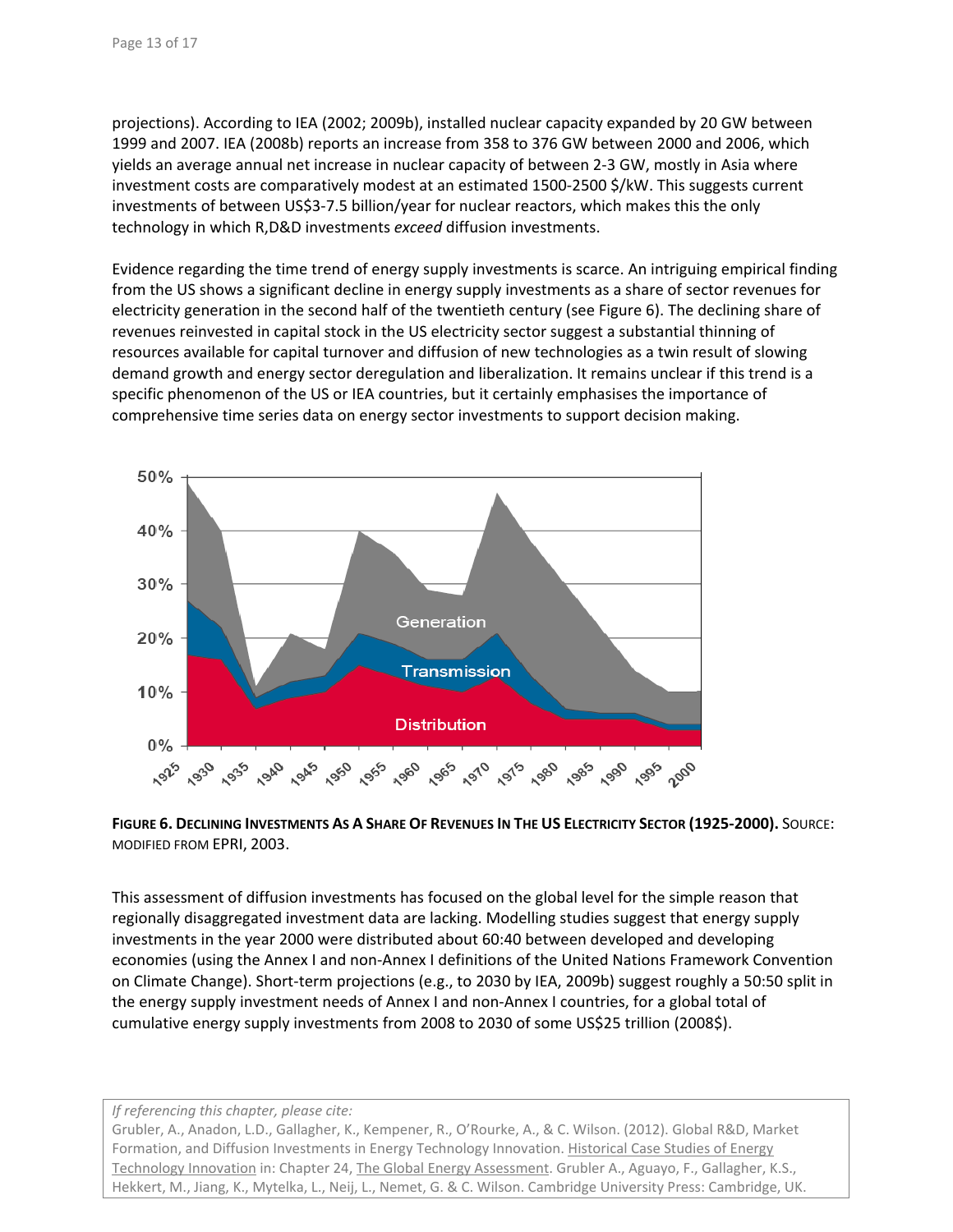projections). According to IEA (2002; 2009b), installed nuclear capacity expanded by 20 GW between 1999 and 2007. IEA (2008b) reports an increase from 358 to 376 GW between 2000 and 2006, which yields an average annual net increase in nuclear capacity of between 2-3 GW, mostly in Asia where investment costs are comparatively modest at an estimated 1500-2500 $/kW. This suggests current investments of between US$3-7.5 billion/year for nuclear reactors, which makes this the only technology in which R,D&D investments *exceed* diffusion investments.

Evidence regarding the time trend of energy supply investments is scarce. An intriguing empirical finding from the US shows a significant decline in energy supply investments as a share of sector revenues for electricity generation in the second half of the twentieth century (see Figure 6). The declining share of revenues reinvested in capital stock in the US electricity sector suggest a substantial thinning of resources available for capital turnover and diffusion of new technologies as a twin result of slowing demand growth and energy sector deregulation and liberalization. It remains unclear if this trend is a specific phenomenon of the US or IEA countries, but it certainly emphasises the importance of comprehensive time series data on energy sector investments to support decision making.

**FIGURE 6. DECLINING INVESTMENTS AS A SHARE OF REVENUES IN THE US ELECTRICITY SECTOR (1925-2000).** SOURCE: MODIFIED FROM EPRI, 2003.

This assessment of diffusion investments has focused on the global level for the simple reason that regionally disaggregated investment data are lacking. Modelling studies suggest that energy supply investments in the year 2000 were distributed about 60:40 between developed and developing economies (using the Annex I and non-Annex I definitions of the United Nations Framework Convention on Climate Change). Short-term projections (e.g., to 2030 by IEA, 2009b) suggest roughly a 50:50 split in the energy supply investment needs of Annex I and non-Annex I countries, for a global total of cumulative energy supply investments from 2008 to 2030 of some US$25 trillion (2008$).

*If referencing this chapter, please cite:*
Grubler, A., Anadon, L.D., Gallagher, K., Kempener, R., O'Rourke, A., & C. Wilson. (2012). Global R&D, Market Formation, and Diffusion Investments in Energy Technology Innovation. Historical Case Studies of Energy Technology Innovation in: Chapter 24, The Global Energy Assessment. Grubler A., Aguayo, F., Gallagher, K.S., Hekkert, M., Jiang, K., Mytelka, L., Neij, L., Nemet, G. & C. Wilson. Cambridge University Press: Cambridge, UK.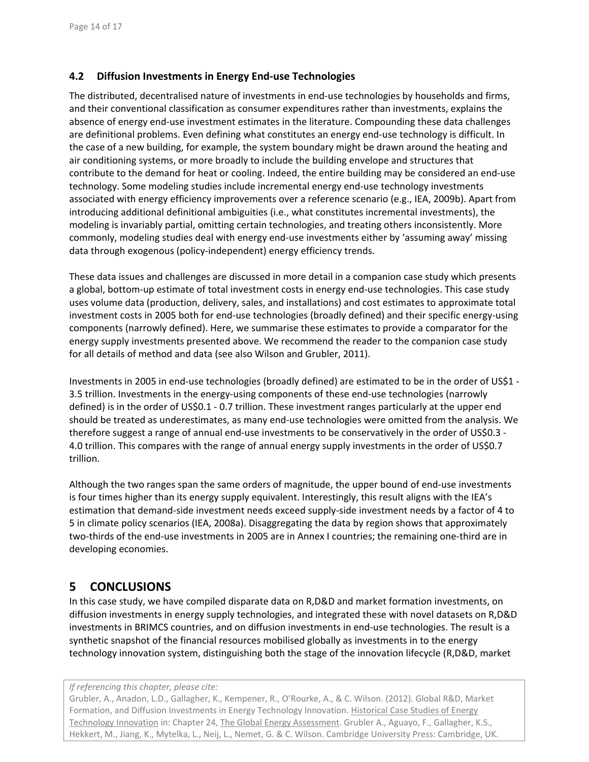### 4.2 Diffusion Investments in Energy End-use Technologies

The distributed, decentralised nature of investments in end-use technologies by households and firms, and their conventional classification as consumer expenditures rather than investments, explains the absence of energy end-use investment estimates in the literature. Compounding these data challenges are definitional problems. Even defining what constitutes an energy end-use technology is difficult. In the case of a new building, for example, the system boundary might be drawn around the heating and air conditioning systems, or more broadly to include the building envelope and structures that contribute to the demand for heat or cooling. Indeed, the entire building may be considered an end-use technology. Some modeling studies include incremental energy end-use technology investments associated with energy efficiency improvements over a reference scenario (e.g., IEA, 2009b). Apart from introducing additional definitional ambiguities (i.e., what constitutes incremental investments), the modeling is invariably partial, omitting certain technologies, and treating others inconsistently. More commonly, modeling studies deal with energy end-use investments either by 'assuming away' missing data through exogenous (policy-independent) energy efficiency trends.

These data issues and challenges are discussed in more detail in a companion case study which presents a global, bottom-up estimate of total investment costs in energy end-use technologies. This case study uses volume data (production, delivery, sales, and installations) and cost estimates to approximate total investment costs in 2005 both for end-use technologies (broadly defined) and their specific energy-using components (narrowly defined). Here, we summarise these estimates to provide a comparator for the energy supply investments presented above. We recommend the reader to the companion case study for all details of method and data (see also Wilson and Grubler, 2011).

Investments in 2005 in end-use technologies (broadly defined) are estimated to be in the order of US$1 - 3.5 trillion. Investments in the energy-using components of these end-use technologies (narrowly defined) is in the order of US$0.1 - 0.7 trillion. These investment ranges particularly at the upper end should be treated as underestimates, as many end-use technologies were omitted from the analysis. We therefore suggest a range of annual end-use investments to be conservatively in the order of US$0.3 - 4.0 trillion. This compares with the range of annual energy supply investments in the order of US$0.7 trillion.

Although the two ranges span the same orders of magnitude, the upper bound of end-use investments is four times higher than its energy supply equivalent. Interestingly, this result aligns with the IEA's estimation that demand-side investment needs exceed supply-side investment needs by a factor of 4 to 5 in climate policy scenarios (IEA, 2008a). Disaggregating the data by region shows that approximately two-thirds of the end-use investments in 2005 are in Annex I countries; the remaining one-third are in developing economies.

## 5 CONCLUSIONS

In this case study, we have compiled disparate data on R,D&D and market formation investments, on diffusion investments in energy supply technologies, and integrated these with novel datasets on R,D&D investments in BRIMCS countries, and on diffusion investments in end-use technologies. The result is a synthetic snapshot of the financial resources mobilised globally as investments in to the energy technology innovation system, distinguishing both the stage of the innovation lifecycle (R,D&D, market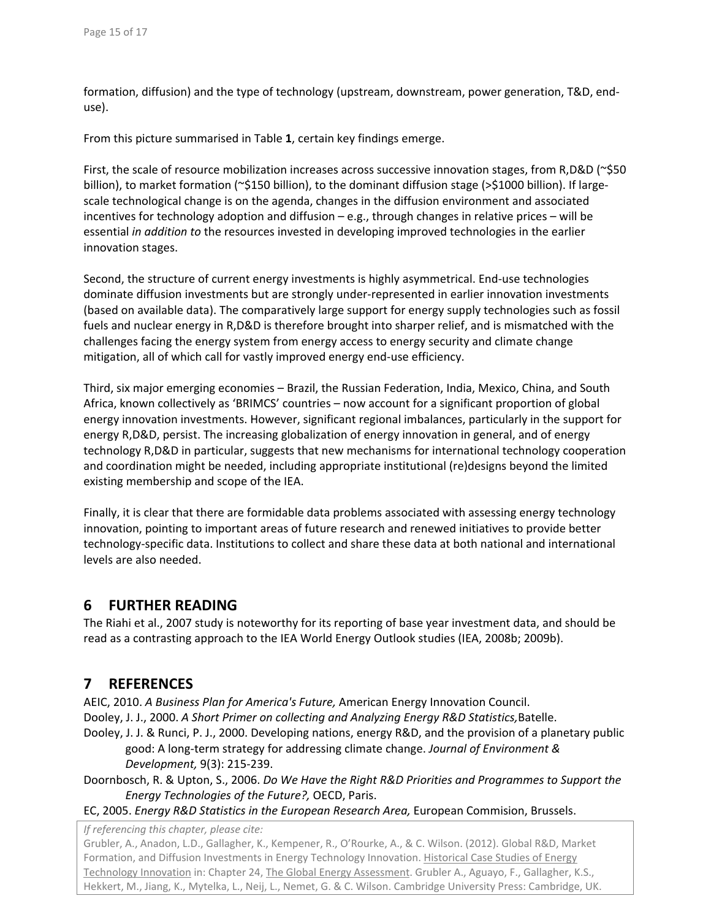formation, diffusion) and the type of technology (upstream, downstream, power generation, T&D, end-use).

From this picture summarised in Table **1**, certain key findings emerge.

First, the scale of resource mobilization increases across successive innovation stages, from R,D&D (~$50 billion), to market formation (~$150 billion), to the dominant diffusion stage (>$1000 billion). If large-scale technological change is on the agenda, changes in the diffusion environment and associated incentives for technology adoption and diffusion – e.g., through changes in relative prices – will be essential *in addition to* the resources invested in developing improved technologies in the earlier innovation stages.

Second, the structure of current energy investments is highly asymmetrical. End-use technologies dominate diffusion investments but are strongly under-represented in earlier innovation investments (based on available data). The comparatively large support for energy supply technologies such as fossil fuels and nuclear energy in R,D&D is therefore brought into sharper relief, and is mismatched with the challenges facing the energy system from energy access to energy security and climate change mitigation, all of which call for vastly improved energy end-use efficiency.

Third, six major emerging economies – Brazil, the Russian Federation, India, Mexico, China, and South Africa, known collectively as 'BRIMCS' countries – now account for a significant proportion of global energy innovation investments. However, significant regional imbalances, particularly in the support for energy R,D&D, persist. The increasing globalization of energy innovation in general, and of energy technology R,D&D in particular, suggests that new mechanisms for international technology cooperation and coordination might be needed, including appropriate institutional (re)designs beyond the limited existing membership and scope of the IEA.

Finally, it is clear that there are formidable data problems associated with assessing energy technology innovation, pointing to important areas of future research and renewed initiatives to provide better technology-specific data. Institutions to collect and share these data at both national and international levels are also needed.

## 6 FURTHER READING

The Riahi et al., 2007 study is noteworthy for its reporting of base year investment data, and should be read as a contrasting approach to the IEA World Energy Outlook studies (IEA, 2008b; 2009b).

## 7 REFERENCES

AEIC, 2010. *A Business Plan for America's Future,* American Energy Innovation Council.

Dooley, J. J., 2000. *A Short Primer on collecting and Analyzing Energy R&D Statistics,* Batelle.

Dooley, J. J. & Runci, P. J., 2000. Developing nations, energy R&D, and the provision of a planetary public good: A long-term strategy for addressing climate change. *Journal of Environment & Development,* 9(3): 215-239.

Doornbosch, R. & Upton, S., 2006. *Do We Have the Right R&D Priorities and Programmes to Support the Energy Technologies of the Future?,* OECD, Paris.

EC, 2005. *Energy R&D Statistics in the European Research Area,* European Commision, Brussels.

*If referencing this chapter, please cite:*
Grubler, A., Anadon, L.D., Gallagher, K., Kempener, R., O'Rourke, A., & C. Wilson. (2012). Global R&D, Market Formation, and Diffusion Investments in Energy Technology Innovation. Historical Case Studies of Energy Technology Innovation in: Chapter 24, The Global Energy Assessment. Grubler A., Aguayo, F., Gallagher, K.S., Hekkert, M., Jiang, K., Mytelka, L., Neij, L., Nemet, G. & C. Wilson. Cambridge University Press: Cambridge, UK.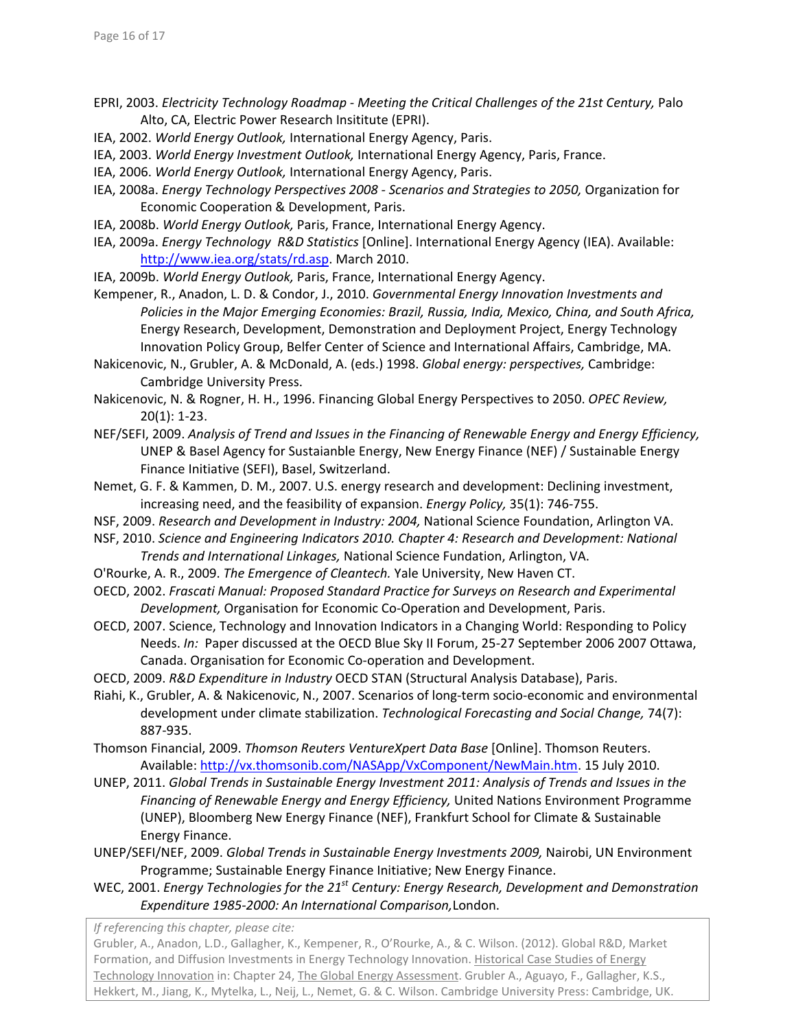EPRI, 2003. *Electricity Technology Roadmap - Meeting the Critical Challenges of the 21st Century,* Palo Alto, CA, Electric Power Research Insititute (EPRI).

IEA, 2002. *World Energy Outlook,* International Energy Agency, Paris.

IEA, 2003. *World Energy Investment Outlook,* International Energy Agency, Paris, France.

IEA, 2006. *World Energy Outlook,* International Energy Agency, Paris.

IEA, 2008a. *Energy Technology Perspectives 2008 - Scenarios and Strategies to 2050,* Organization for Economic Cooperation & Development, Paris.

IEA, 2008b. *World Energy Outlook,* Paris, France, International Energy Agency.

IEA, 2009a. *Energy Technology R&D Statistics* [Online]. International Energy Agency (IEA). Available: http://www.iea.org/stats/rd.asp. March 2010.

IEA, 2009b. *World Energy Outlook,* Paris, France, International Energy Agency.

Kempener, R., Anadon, L. D. & Condor, J., 2010. *Governmental Energy Innovation Investments and Policies in the Major Emerging Economies: Brazil, Russia, India, Mexico, China, and South Africa,* Energy Research, Development, Demonstration and Deployment Project, Energy Technology Innovation Policy Group, Belfer Center of Science and International Affairs, Cambridge, MA.

Nakicenovic, N., Grubler, A. & McDonald, A. (eds.) 1998. *Global energy: perspectives,* Cambridge: Cambridge University Press.

Nakicenovic, N. & Rogner, H. H., 1996. Financing Global Energy Perspectives to 2050. *OPEC Review,* 20(1): 1-23.

NEF/SEFI, 2009. *Analysis of Trend and Issues in the Financing of Renewable Energy and Energy Efficiency,* UNEP & Basel Agency for Sustaianble Energy, New Energy Finance (NEF) / Sustainable Energy Finance Initiative (SEFI), Basel, Switzerland.

Nemet, G. F. & Kammen, D. M., 2007. U.S. energy research and development: Declining investment, increasing need, and the feasibility of expansion. *Energy Policy,* 35(1): 746-755.

NSF, 2009. *Research and Development in Industry: 2004,* National Science Foundation, Arlington VA.

NSF, 2010. *Science and Engineering Indicators 2010. Chapter 4: Research and Development: National Trends and International Linkages,* National Science Fundation, Arlington, VA.

O'Rourke, A. R., 2009. *The Emergence of Cleantech.* Yale University, New Haven CT.

OECD, 2002. *Frascati Manual: Proposed Standard Practice for Surveys on Research and Experimental Development,* Organisation for Economic Co-Operation and Development, Paris.

OECD, 2007. Science, Technology and Innovation Indicators in a Changing World: Responding to Policy Needs. *In:* Paper discussed at the OECD Blue Sky II Forum, 25-27 September 2006 2007 Ottawa, Canada. Organisation for Economic Co-operation and Development.

OECD, 2009. *R&D Expenditure in Industry* OECD STAN (Structural Analysis Database), Paris.

Riahi, K., Grubler, A. & Nakicenovic, N., 2007. Scenarios of long-term socio-economic and environmental development under climate stabilization. *Technological Forecasting and Social Change,* 74(7): 887-935.

Thomson Financial, 2009. *Thomson Reuters VentureXpert Data Base* [Online]. Thomson Reuters. Available: http://vx.thomsonib.com/NASApp/VxComponent/NewMain.htm. 15 July 2010.

UNEP, 2011. *Global Trends in Sustainable Energy Investment 2011: Analysis of Trends and Issues in the Financing of Renewable Energy and Energy Efficiency,* United Nations Environment Programme (UNEP), Bloomberg New Energy Finance (NEF), Frankfurt School for Climate & Sustainable Energy Finance.

UNEP/SEFI/NEF, 2009. *Global Trends in Sustainable Energy Investments 2009,* Nairobi, UN Environment Programme; Sustainable Energy Finance Initiative; New Energy Finance.

WEC, 2001. *Energy Technologies for the 21st Century: Energy Research, Development and Demonstration Expenditure 1985-2000: An International Comparison,* London.

*If referencing this chapter, please cite:*
Grubler, A., Anadon, L.D., Gallagher, K., Kempener, R., O'Rourke, A., & C. Wilson. (2012). Global R&D, Market Formation, and Diffusion Investments in Energy Technology Innovation. Historical Case Studies of Energy Technology Innovation in: Chapter 24, The Global Energy Assessment. Grubler A., Aguayo, F., Gallagher, K.S., Hekkert, M., Jiang, K., Mytelka, L., Neij, L., Nemet, G. & C. Wilson. Cambridge University Press: Cambridge, UK.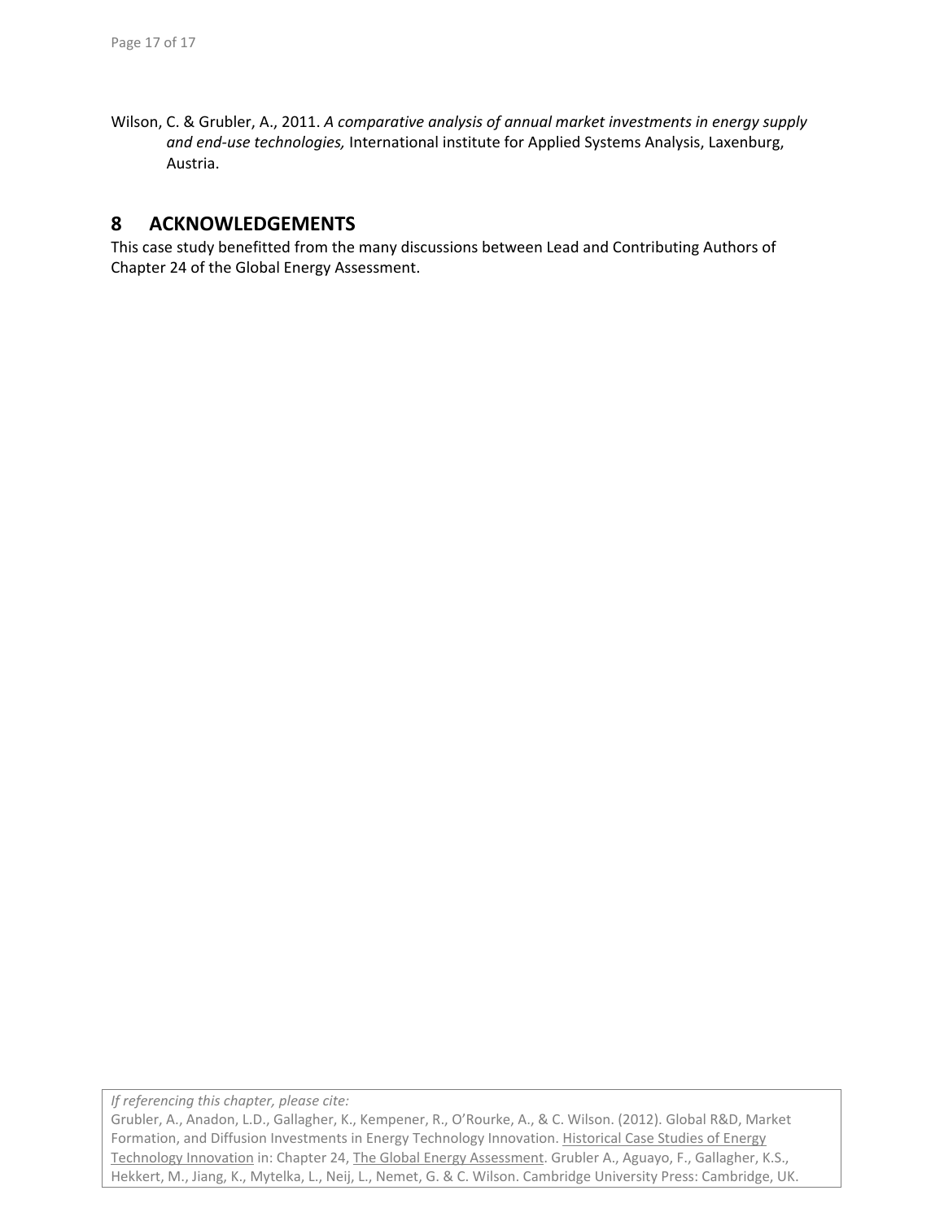Wilson, C. & Grubler, A., 2011. *A comparative analysis of annual market investments in energy supply and end-use technologies,* International institute for Applied Systems Analysis, Laxenburg, Austria.

## 8 ACKNOWLEDGEMENTS

This case study benefitted from the many discussions between Lead and Contributing Authors of Chapter 24 of the Global Energy Assessment.

*If referencing this chapter, please cite:*
Grubler, A., Anadon, L.D., Gallagher, K., Kempener, R., O'Rourke, A., & C. Wilson. (2012). Global R&D, Market Formation, and Diffusion Investments in Energy Technology Innovation. Historical Case Studies of Energy Technology Innovation in: Chapter 24, The Global Energy Assessment. Grubler A., Aguayo, F., Gallagher, K.S., Hekkert, M., Jiang, K., Mytelka, L., Neij, L., Nemet, G. & C. Wilson. Cambridge University Press: Cambridge, UK.